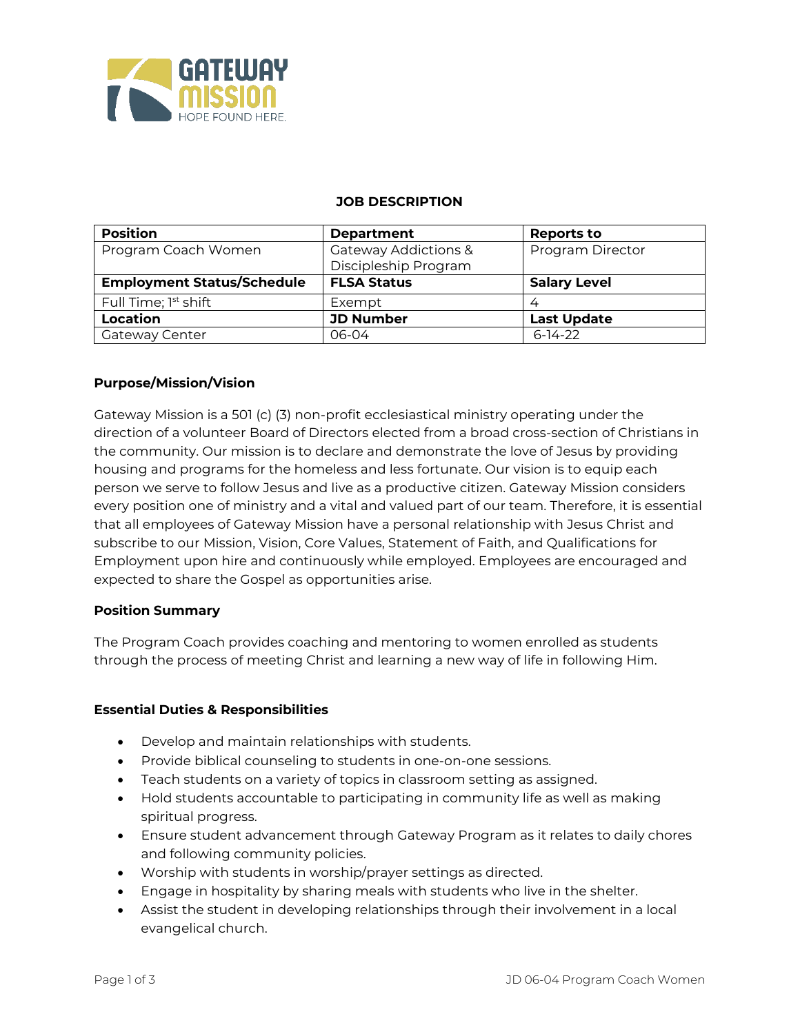## JOB DESCRIPTION

| Position | Department | Reports to |
|---|---|---|
| Program Coach Women | Gateway Addictions & Discipleship Program | Program Director |
| **Employment Status/Schedule** | **FLSA Status** | **Salary Level** |
| Full Time; 1st shift | Exempt | 4 |
| **Location** | **JD Number** | **Last Update** |
| Gateway Center | 06-04 | 6-14-22 |

### Purpose/Mission/Vision

Gateway Mission is a 501 (c) (3) non-profit ecclesiastical ministry operating under the direction of a volunteer Board of Directors elected from a broad cross-section of Christians in the community. Our mission is to declare and demonstrate the love of Jesus by providing housing and programs for the homeless and less fortunate. Our vision is to equip each person we serve to follow Jesus and live as a productive citizen. Gateway Mission considers every position one of ministry and a vital and valued part of our team. Therefore, it is essential that all employees of Gateway Mission have a personal relationship with Jesus Christ and subscribe to our Mission, Vision, Core Values, Statement of Faith, and Qualifications for Employment upon hire and continuously while employed. Employees are encouraged and expected to share the Gospel as opportunities arise.

### Position Summary

The Program Coach provides coaching and mentoring to women enrolled as students through the process of meeting Christ and learning a new way of life in following Him.

### Essential Duties & Responsibilities

- Develop and maintain relationships with students.
- Provide biblical counseling to students in one-on-one sessions.
- Teach students on a variety of topics in classroom setting as assigned.
- Hold students accountable to participating in community life as well as making spiritual progress.
- Ensure student advancement through Gateway Program as it relates to daily chores and following community policies.
- Worship with students in worship/prayer settings as directed.
- Engage in hospitality by sharing meals with students who live in the shelter.
- Assist the student in developing relationships through their involvement in a local evangelical church.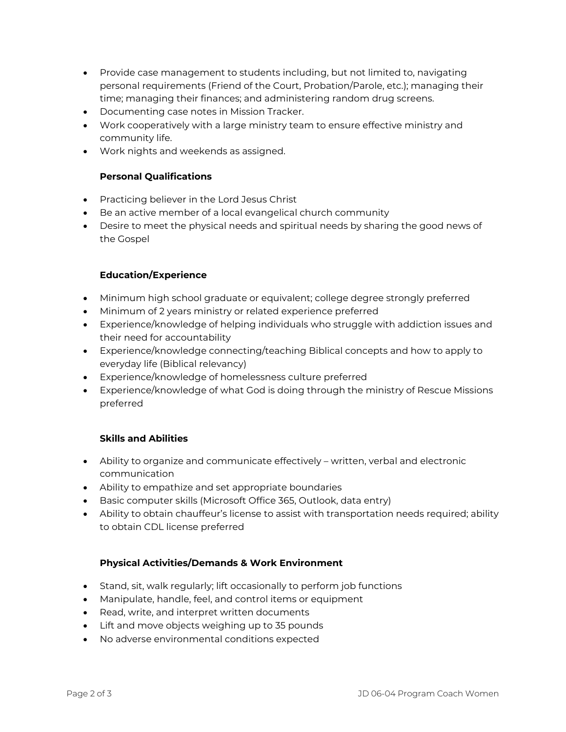- Provide case management to students including, but not limited to, navigating personal requirements (Friend of the Court, Probation/Parole, etc.); managing their time; managing their finances; and administering random drug screens.
- Documenting case notes in Mission Tracker.
- Work cooperatively with a large ministry team to ensure effective ministry and community life.
- Work nights and weekends as assigned.

**Personal Qualifications**

- Practicing believer in the Lord Jesus Christ
- Be an active member of a local evangelical church community
- Desire to meet the physical needs and spiritual needs by sharing the good news of the Gospel

**Education/Experience**

- Minimum high school graduate or equivalent; college degree strongly preferred
- Minimum of 2 years ministry or related experience preferred
- Experience/knowledge of helping individuals who struggle with addiction issues and their need for accountability
- Experience/knowledge connecting/teaching Biblical concepts and how to apply to everyday life (Biblical relevancy)
- Experience/knowledge of homelessness culture preferred
- Experience/knowledge of what God is doing through the ministry of Rescue Missions preferred

**Skills and Abilities**

- Ability to organize and communicate effectively – written, verbal and electronic communication
- Ability to empathize and set appropriate boundaries
- Basic computer skills (Microsoft Office 365, Outlook, data entry)
- Ability to obtain chauffeur's license to assist with transportation needs required; ability to obtain CDL license preferred

**Physical Activities/Demands & Work Environment**

- Stand, sit, walk regularly; lift occasionally to perform job functions
- Manipulate, handle, feel, and control items or equipment
- Read, write, and interpret written documents
- Lift and move objects weighing up to 35 pounds
- No adverse environmental conditions expected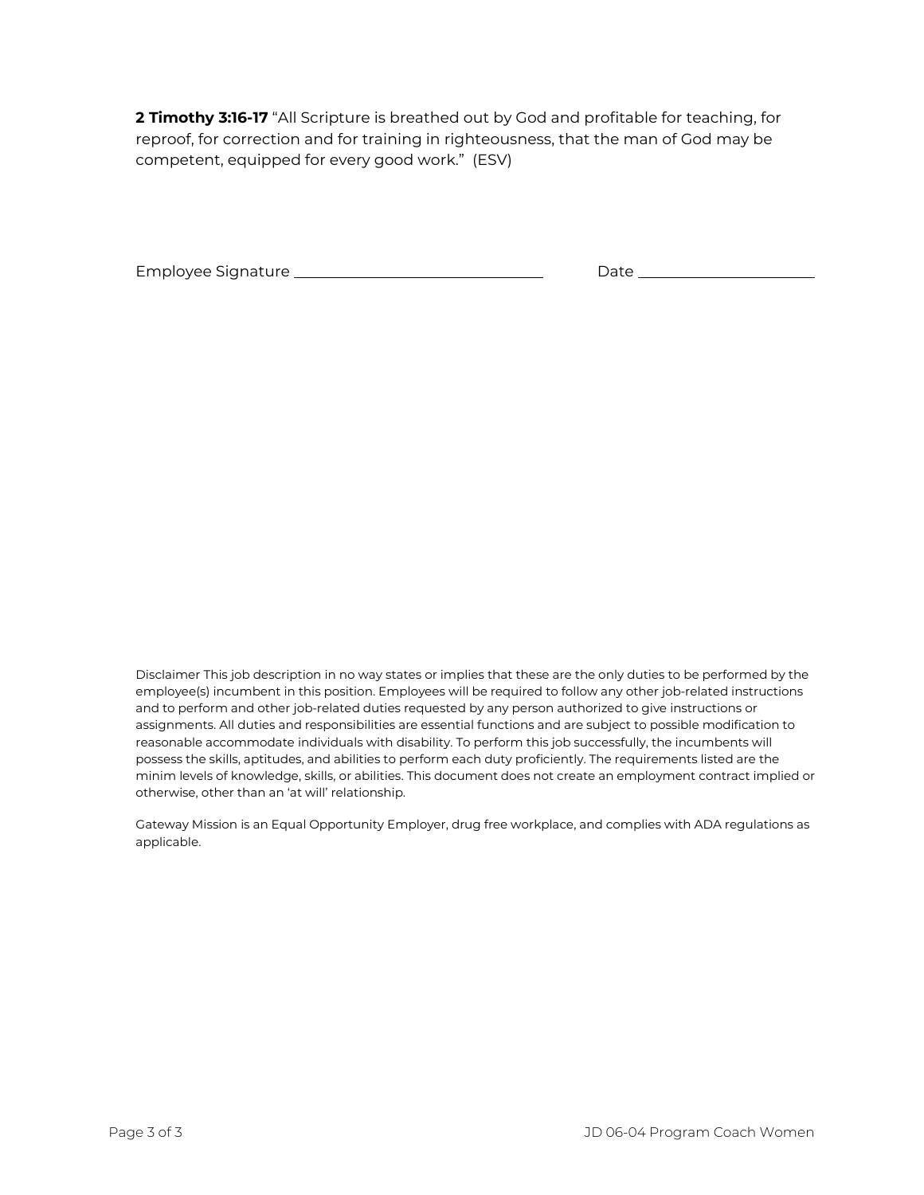**2 Timothy 3:16-17** "All Scripture is breathed out by God and profitable for teaching, for reproof, for correction and for training in righteousness, that the man of God may be competent, equipped for every good work." (ESV)

Employee Signature ______________________________ Date ____________________

Disclaimer This job description in no way states or implies that these are the only duties to be performed by the employee(s) incumbent in this position. Employees will be required to follow any other job-related instructions and to perform and other job-related duties requested by any person authorized to give instructions or assignments. All duties and responsibilities are essential functions and are subject to possible modification to reasonable accommodate individuals with disability. To perform this job successfully, the incumbents will possess the skills, aptitudes, and abilities to perform each duty proficiently. The requirements listed are the minim levels of knowledge, skills, or abilities. This document does not create an employment contract implied or otherwise, other than an 'at will' relationship.

Gateway Mission is an Equal Opportunity Employer, drug free workplace, and complies with ADA regulations as applicable.